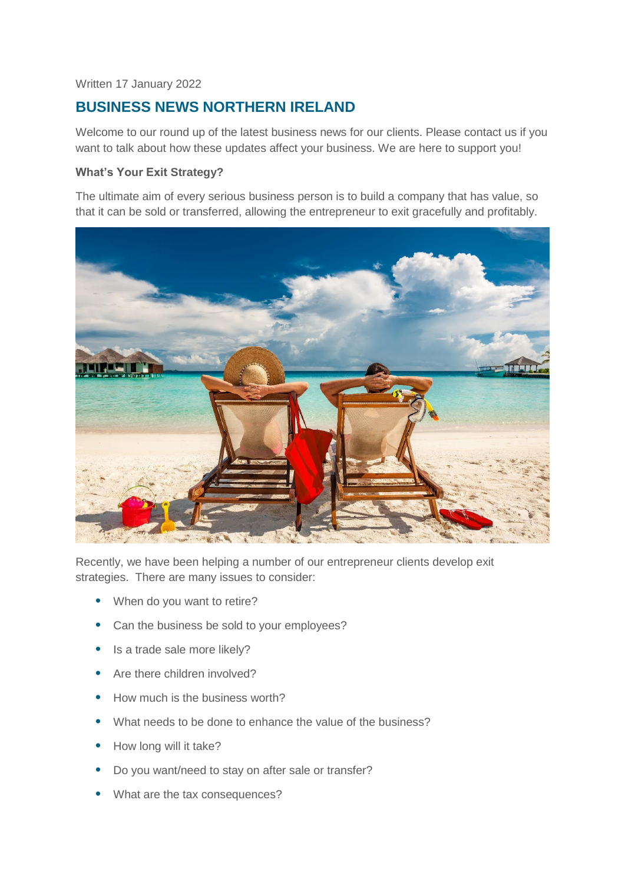Written 17 January 2022

## BUSINESS NEWS NORTHERN IRELAND

Welcome to our round up of the latest business news for our clients. Please contact us if you want to talk about how these updates affect your business. We are here to support you!

**What's Your Exit Strategy?**

The ultimate aim of every serious business person is to build a company that has value, so that it can be sold or transferred, allowing the entrepreneur to exit gracefully and profitably.

Recently, we have been helping a number of our entrepreneur clients develop exit strategies. There are many issues to consider:

- When do you want to retire?
- Can the business be sold to your employees?
- Is a trade sale more likely?
- Are there children involved?
- How much is the business worth?
- What needs to be done to enhance the value of the business?
- How long will it take?
- Do you want/need to stay on after sale or transfer?
- What are the tax consequences?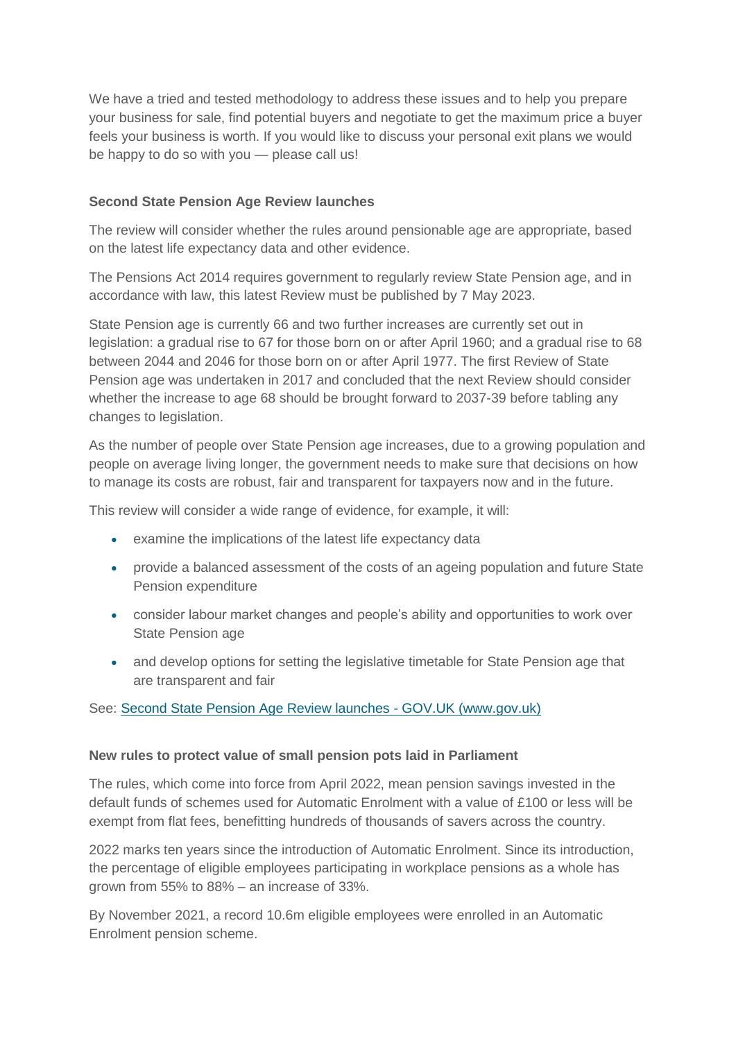We have a tried and tested methodology to address these issues and to help you prepare your business for sale, find potential buyers and negotiate to get the maximum price a buyer feels your business is worth. If you would like to discuss your personal exit plans we would be happy to do so with you — please call us!

**Second State Pension Age Review launches**

The review will consider whether the rules around pensionable age are appropriate, based on the latest life expectancy data and other evidence.

The Pensions Act 2014 requires government to regularly review State Pension age, and in accordance with law, this latest Review must be published by 7 May 2023.

State Pension age is currently 66 and two further increases are currently set out in legislation: a gradual rise to 67 for those born on or after April 1960; and a gradual rise to 68 between 2044 and 2046 for those born on or after April 1977. The first Review of State Pension age was undertaken in 2017 and concluded that the next Review should consider whether the increase to age 68 should be brought forward to 2037-39 before tabling any changes to legislation.

As the number of people over State Pension age increases, due to a growing population and people on average living longer, the government needs to make sure that decisions on how to manage its costs are robust, fair and transparent for taxpayers now and in the future.

This review will consider a wide range of evidence, for example, it will:

- examine the implications of the latest life expectancy data
- provide a balanced assessment of the costs of an ageing population and future State Pension expenditure
- consider labour market changes and people's ability and opportunities to work over State Pension age
- and develop options for setting the legislative timetable for State Pension age that are transparent and fair

See: [Second State Pension Age Review launches - GOV.UK (www.gov.uk)](https://www.gov.uk)

**New rules to protect value of small pension pots laid in Parliament**

The rules, which come into force from April 2022, mean pension savings invested in the default funds of schemes used for Automatic Enrolment with a value of £100 or less will be exempt from flat fees, benefitting hundreds of thousands of savers across the country.

2022 marks ten years since the introduction of Automatic Enrolment. Since its introduction, the percentage of eligible employees participating in workplace pensions as a whole has grown from 55% to 88% – an increase of 33%.

By November 2021, a record 10.6m eligible employees were enrolled in an Automatic Enrolment pension scheme.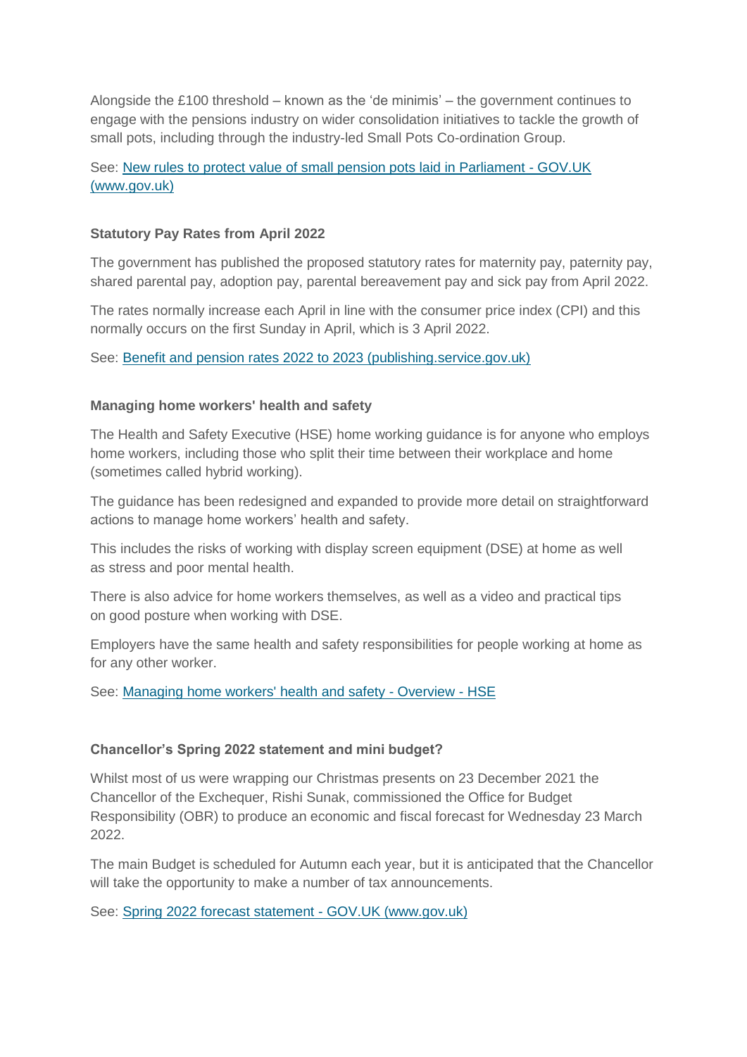Alongside the £100 threshold – known as the 'de minimis' – the government continues to engage with the pensions industry on wider consolidation initiatives to tackle the growth of small pots, including through the industry-led Small Pots Co-ordination Group.

See: [New rules to protect value of small pension pots laid in Parliament - GOV.UK (www.gov.uk)]()

**Statutory Pay Rates from April 2022**

The government has published the proposed statutory rates for maternity pay, paternity pay, shared parental pay, adoption pay, parental bereavement pay and sick pay from April 2022.

The rates normally increase each April in line with the consumer price index (CPI) and this normally occurs on the first Sunday in April, which is 3 April 2022.

See: [Benefit and pension rates 2022 to 2023 (publishing.service.gov.uk)]()

**Managing home workers' health and safety**

The Health and Safety Executive (HSE) home working guidance is for anyone who employs home workers, including those who split their time between their workplace and home (sometimes called hybrid working).

The guidance has been redesigned and expanded to provide more detail on straightforward actions to manage home workers' health and safety.

This includes the risks of working with display screen equipment (DSE) at home as well as stress and poor mental health.

There is also advice for home workers themselves, as well as a video and practical tips on good posture when working with DSE.

Employers have the same health and safety responsibilities for people working at home as for any other worker.

See: [Managing home workers' health and safety - Overview - HSE]()

**Chancellor's Spring 2022 statement and mini budget?**

Whilst most of us were wrapping our Christmas presents on 23 December 2021 the Chancellor of the Exchequer, Rishi Sunak, commissioned the Office for Budget Responsibility (OBR) to produce an economic and fiscal forecast for Wednesday 23 March 2022.

The main Budget is scheduled for Autumn each year, but it is anticipated that the Chancellor will take the opportunity to make a number of tax announcements.

See: [Spring 2022 forecast statement - GOV.UK (www.gov.uk)]()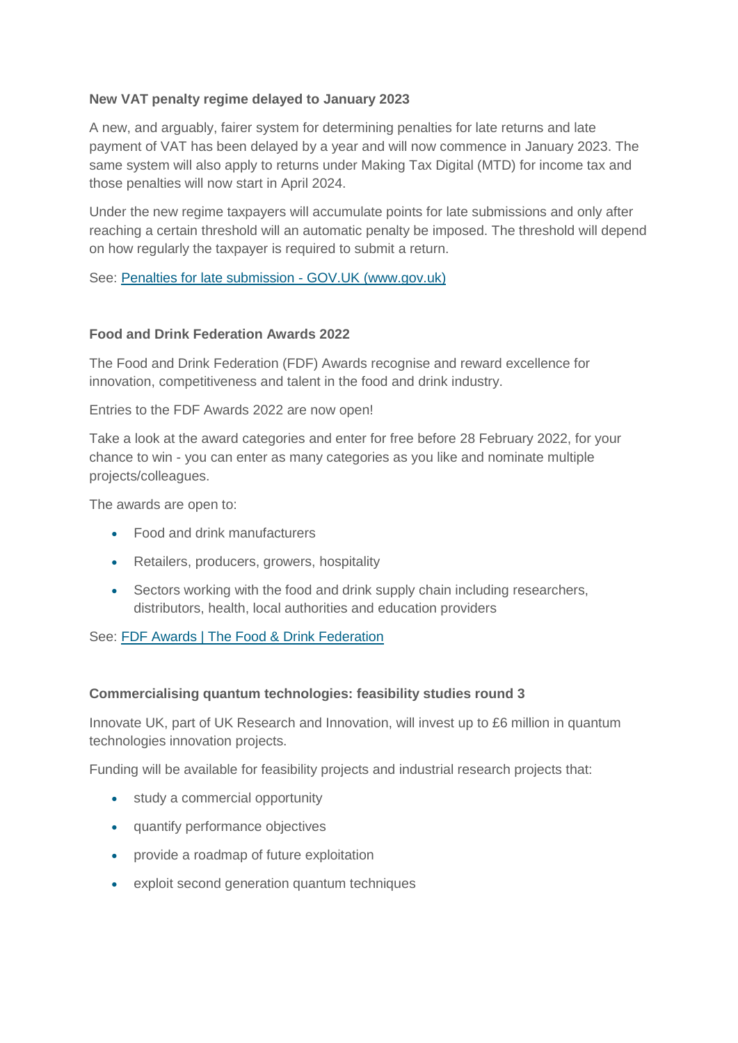**New VAT penalty regime delayed to January 2023**

A new, and arguably, fairer system for determining penalties for late returns and late payment of VAT has been delayed by a year and will now commence in January 2023. The same system will also apply to returns under Making Tax Digital (MTD) for income tax and those penalties will now start in April 2024.

Under the new regime taxpayers will accumulate points for late submissions and only after reaching a certain threshold will an automatic penalty be imposed. The threshold will depend on how regularly the taxpayer is required to submit a return.

See: [Penalties for late submission - GOV.UK (www.gov.uk)]

**Food and Drink Federation Awards 2022**

The Food and Drink Federation (FDF) Awards recognise and reward excellence for innovation, competitiveness and talent in the food and drink industry.

Entries to the FDF Awards 2022 are now open!

Take a look at the award categories and enter for free before 28 February 2022, for your chance to win - you can enter as many categories as you like and nominate multiple projects/colleagues.

The awards are open to:

- Food and drink manufacturers
- Retailers, producers, growers, hospitality
- Sectors working with the food and drink supply chain including researchers, distributors, health, local authorities and education providers

See: [FDF Awards | The Food & Drink Federation]

**Commercialising quantum technologies: feasibility studies round 3**

Innovate UK, part of UK Research and Innovation, will invest up to £6 million in quantum technologies innovation projects.

Funding will be available for feasibility projects and industrial research projects that:

- study a commercial opportunity
- quantify performance objectives
- provide a roadmap of future exploitation
- exploit second generation quantum techniques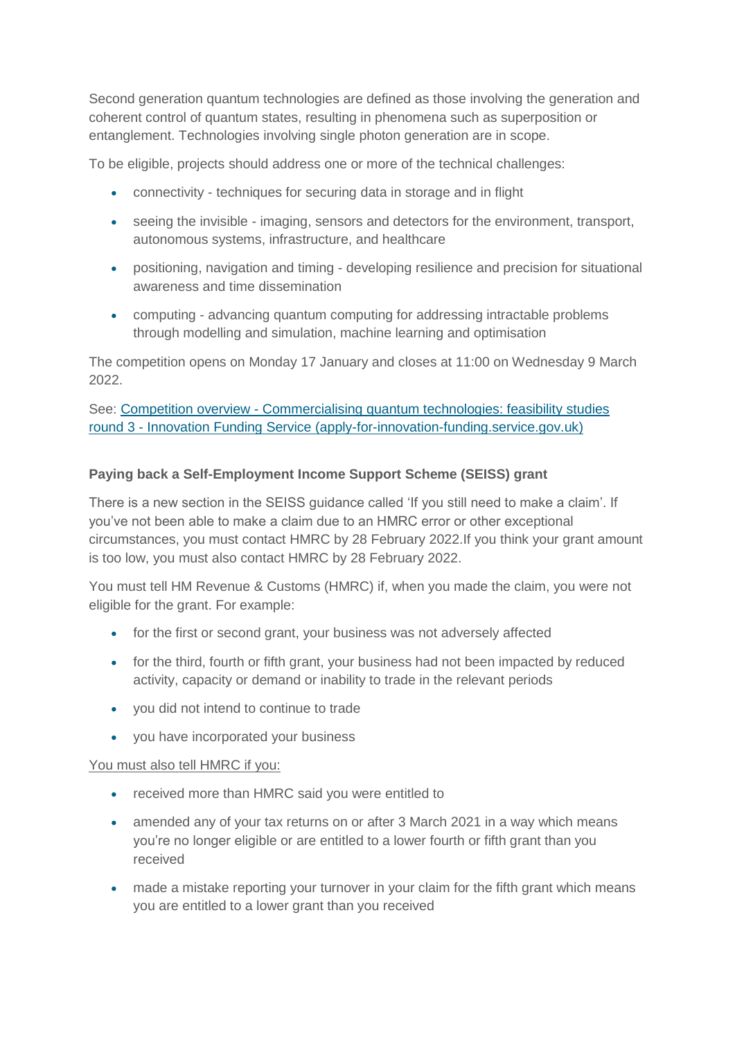Second generation quantum technologies are defined as those involving the generation and coherent control of quantum states, resulting in phenomena such as superposition or entanglement. Technologies involving single photon generation are in scope.

To be eligible, projects should address one or more of the technical challenges:

- connectivity - techniques for securing data in storage and in flight
- seeing the invisible - imaging, sensors and detectors for the environment, transport, autonomous systems, infrastructure, and healthcare
- positioning, navigation and timing - developing resilience and precision for situational awareness and time dissemination
- computing - advancing quantum computing for addressing intractable problems through modelling and simulation, machine learning and optimisation

The competition opens on Monday 17 January and closes at 11:00 on Wednesday 9 March 2022.

See: [Competition overview - Commercialising quantum technologies: feasibility studies round 3 - Innovation Funding Service (apply-for-innovation-funding.service.gov.uk)](apply-for-innovation-funding.service.gov.uk)

**Paying back a Self-Employment Income Support Scheme (SEISS) grant**

There is a new section in the SEISS guidance called 'If you still need to make a claim'. If you've not been able to make a claim due to an HMRC error or other exceptional circumstances, you must contact HMRC by 28 February 2022.If you think your grant amount is too low, you must also contact HMRC by 28 February 2022.

You must tell HM Revenue & Customs (HMRC) if, when you made the claim, you were not eligible for the grant. For example:

- for the first or second grant, your business was not adversely affected
- for the third, fourth or fifth grant, your business had not been impacted by reduced activity, capacity or demand or inability to trade in the relevant periods
- you did not intend to continue to trade
- you have incorporated your business

You must also tell HMRC if you:

- received more than HMRC said you were entitled to
- amended any of your tax returns on or after 3 March 2021 in a way which means you're no longer eligible or are entitled to a lower fourth or fifth grant than you received
- made a mistake reporting your turnover in your claim for the fifth grant which means you are entitled to a lower grant than you received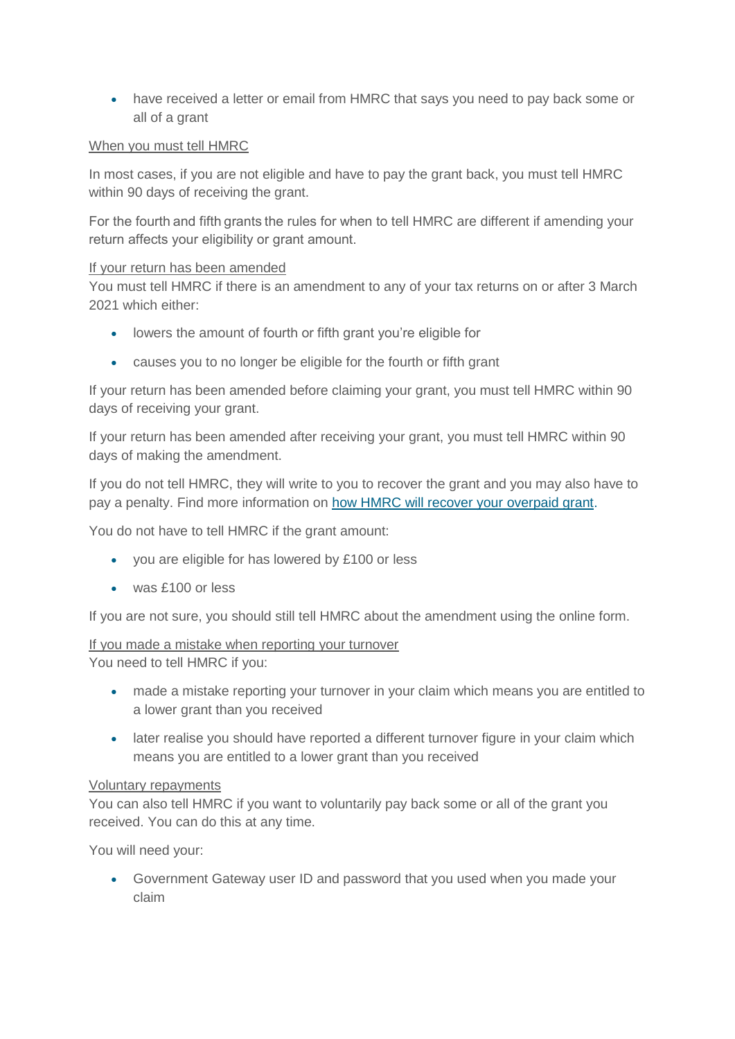- have received a letter or email from HMRC that says you need to pay back some or all of a grant

### When you must tell HMRC

In most cases, if you are not eligible and have to pay the grant back, you must tell HMRC within 90 days of receiving the grant.

For the fourth and fifth grants the rules for when to tell HMRC are different if amending your return affects your eligibility or grant amount.

### If your return has been amended

You must tell HMRC if there is an amendment to any of your tax returns on or after 3 March 2021 which either:

- lowers the amount of fourth or fifth grant you're eligible for
- causes you to no longer be eligible for the fourth or fifth grant

If your return has been amended before claiming your grant, you must tell HMRC within 90 days of receiving your grant.

If your return has been amended after receiving your grant, you must tell HMRC within 90 days of making the amendment.

If you do not tell HMRC, they will write to you to recover the grant and you may also have to pay a penalty. Find more information on [how HMRC will recover your overpaid grant](#).

You do not have to tell HMRC if the grant amount:

- you are eligible for has lowered by £100 or less
- was £100 or less

If you are not sure, you should still tell HMRC about the amendment using the online form.

### If you made a mistake when reporting your turnover

You need to tell HMRC if you:

- made a mistake reporting your turnover in your claim which means you are entitled to a lower grant than you received
- later realise you should have reported a different turnover figure in your claim which means you are entitled to a lower grant than you received

### Voluntary repayments

You can also tell HMRC if you want to voluntarily pay back some or all of the grant you received. You can do this at any time.

You will need your:

- Government Gateway user ID and password that you used when you made your claim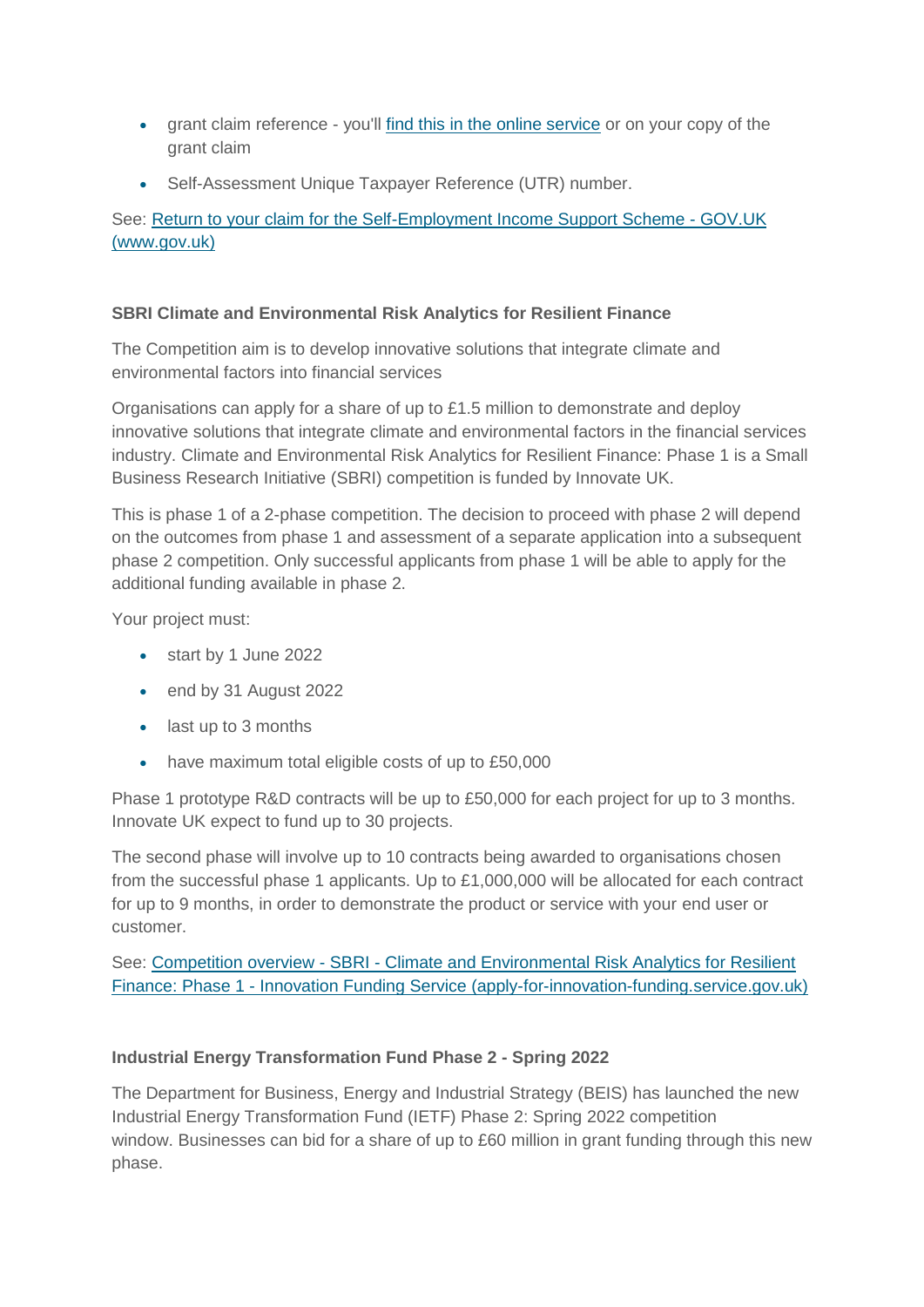- grant claim reference - you'll [find this in the online service]() or on your copy of the grant claim
- Self-Assessment Unique Taxpayer Reference (UTR) number.

See: [Return to your claim for the Self-Employment Income Support Scheme - GOV.UK (www.gov.uk)]()

**SBRI Climate and Environmental Risk Analytics for Resilient Finance**

The Competition aim is to develop innovative solutions that integrate climate and environmental factors into financial services

Organisations can apply for a share of up to £1.5 million to demonstrate and deploy innovative solutions that integrate climate and environmental factors in the financial services industry. Climate and Environmental Risk Analytics for Resilient Finance: Phase 1 is a Small Business Research Initiative (SBRI) competition is funded by Innovate UK.

This is phase 1 of a 2-phase competition. The decision to proceed with phase 2 will depend on the outcomes from phase 1 and assessment of a separate application into a subsequent phase 2 competition. Only successful applicants from phase 1 will be able to apply for the additional funding available in phase 2.

Your project must:

- start by 1 June 2022
- end by 31 August 2022
- last up to 3 months
- have maximum total eligible costs of up to £50,000

Phase 1 prototype R&D contracts will be up to £50,000 for each project for up to 3 months. Innovate UK expect to fund up to 30 projects.

The second phase will involve up to 10 contracts being awarded to organisations chosen from the successful phase 1 applicants. Up to £1,000,000 will be allocated for each contract for up to 9 months, in order to demonstrate the product or service with your end user or customer.

See: [Competition overview - SBRI - Climate and Environmental Risk Analytics for Resilient Finance: Phase 1 - Innovation Funding Service (apply-for-innovation-funding.service.gov.uk)]()

**Industrial Energy Transformation Fund Phase 2 - Spring 2022**

The Department for Business, Energy and Industrial Strategy (BEIS) has launched the new Industrial Energy Transformation Fund (IETF) Phase 2: Spring 2022 competition window. Businesses can bid for a share of up to £60 million in grant funding through this new phase.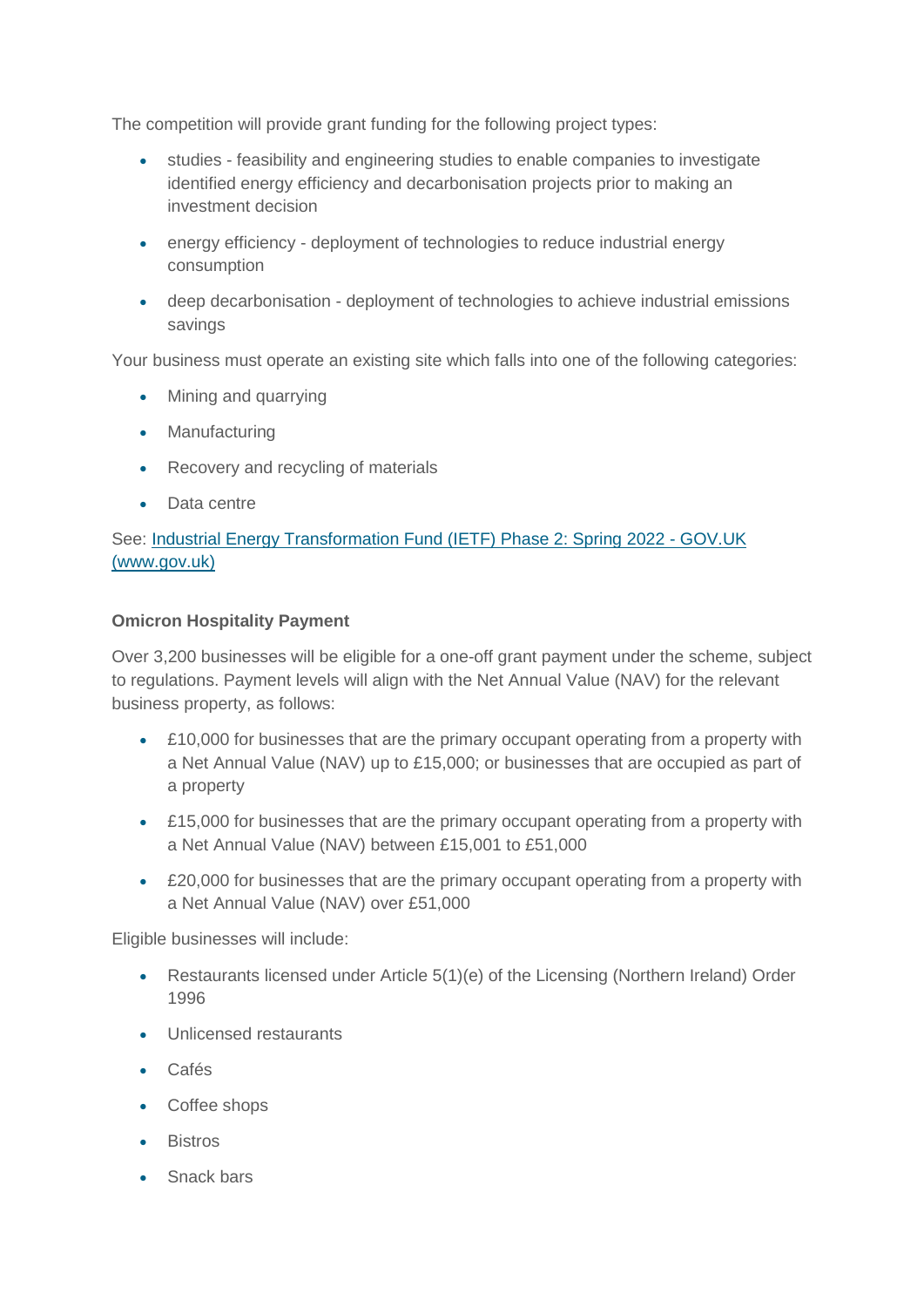The competition will provide grant funding for the following project types:

- studies - feasibility and engineering studies to enable companies to investigate identified energy efficiency and decarbonisation projects prior to making an investment decision
- energy efficiency - deployment of technologies to reduce industrial energy consumption
- deep decarbonisation - deployment of technologies to achieve industrial emissions savings

Your business must operate an existing site which falls into one of the following categories:

- Mining and quarrying
- Manufacturing
- Recovery and recycling of materials
- Data centre

See: [Industrial Energy Transformation Fund (IETF) Phase 2: Spring 2022 - GOV.UK (www.gov.uk)](www.gov.uk)

**Omicron Hospitality Payment**

Over 3,200 businesses will be eligible for a one-off grant payment under the scheme, subject to regulations. Payment levels will align with the Net Annual Value (NAV) for the relevant business property, as follows:

- £10,000 for businesses that are the primary occupant operating from a property with a Net Annual Value (NAV) up to £15,000; or businesses that are occupied as part of a property
- £15,000 for businesses that are the primary occupant operating from a property with a Net Annual Value (NAV) between £15,001 to £51,000
- £20,000 for businesses that are the primary occupant operating from a property with a Net Annual Value (NAV) over £51,000

Eligible businesses will include:

- Restaurants licensed under Article 5(1)(e) of the Licensing (Northern Ireland) Order 1996
- Unlicensed restaurants
- Cafés
- Coffee shops
- Bistros
- Snack bars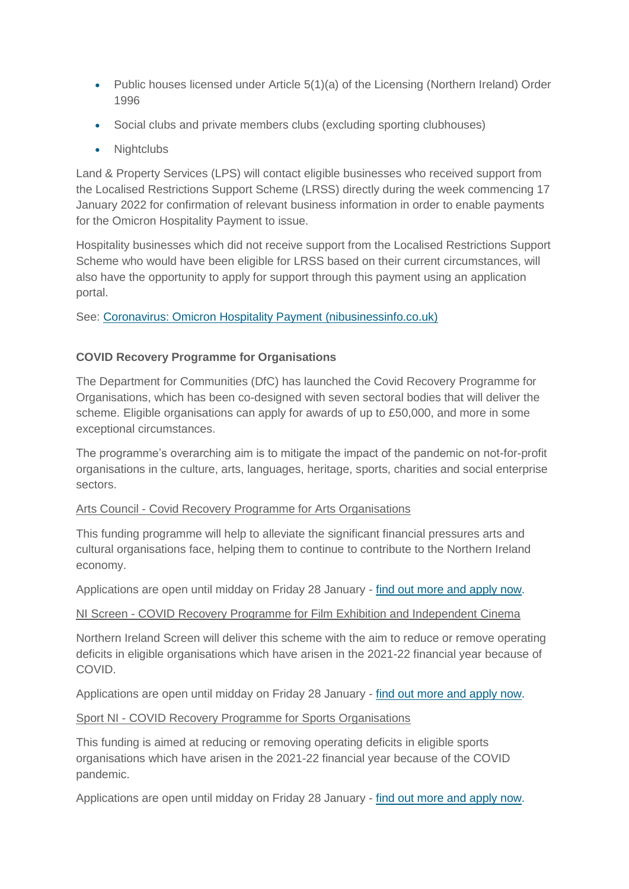- Public houses licensed under Article 5(1)(a) of the Licensing (Northern Ireland) Order 1996
- Social clubs and private members clubs (excluding sporting clubhouses)
- Nightclubs

Land & Property Services (LPS) will contact eligible businesses who received support from the Localised Restrictions Support Scheme (LRSS) directly during the week commencing 17 January 2022 for confirmation of relevant business information in order to enable payments for the Omicron Hospitality Payment to issue.

Hospitality businesses which did not receive support from the Localised Restrictions Support Scheme who would have been eligible for LRSS based on their current circumstances, will also have the opportunity to apply for support through this payment using an application portal.

See: [Coronavirus: Omicron Hospitality Payment (nibusinessinfo.co.uk)]()

**COVID Recovery Programme for Organisations**

The Department for Communities (DfC) has launched the Covid Recovery Programme for Organisations, which has been co-designed with seven sectoral bodies that will deliver the scheme. Eligible organisations can apply for awards of up to £50,000, and more in some exceptional circumstances.

The programme's overarching aim is to mitigate the impact of the pandemic on not-for-profit organisations in the culture, arts, languages, heritage, sports, charities and social enterprise sectors.

Arts Council - Covid Recovery Programme for Arts Organisations

This funding programme will help to alleviate the significant financial pressures arts and cultural organisations face, helping them to continue to contribute to the Northern Ireland economy.

Applications are open until midday on Friday 28 January - [find out more and apply now]().

NI Screen - COVID Recovery Programme for Film Exhibition and Independent Cinema

Northern Ireland Screen will deliver this scheme with the aim to reduce or remove operating deficits in eligible organisations which have arisen in the 2021-22 financial year because of COVID.

Applications are open until midday on Friday 28 January - [find out more and apply now]().

Sport NI - COVID Recovery Programme for Sports Organisations

This funding is aimed at reducing or removing operating deficits in eligible sports organisations which have arisen in the 2021-22 financial year because of the COVID pandemic.

Applications are open until midday on Friday 28 January - [find out more and apply now]().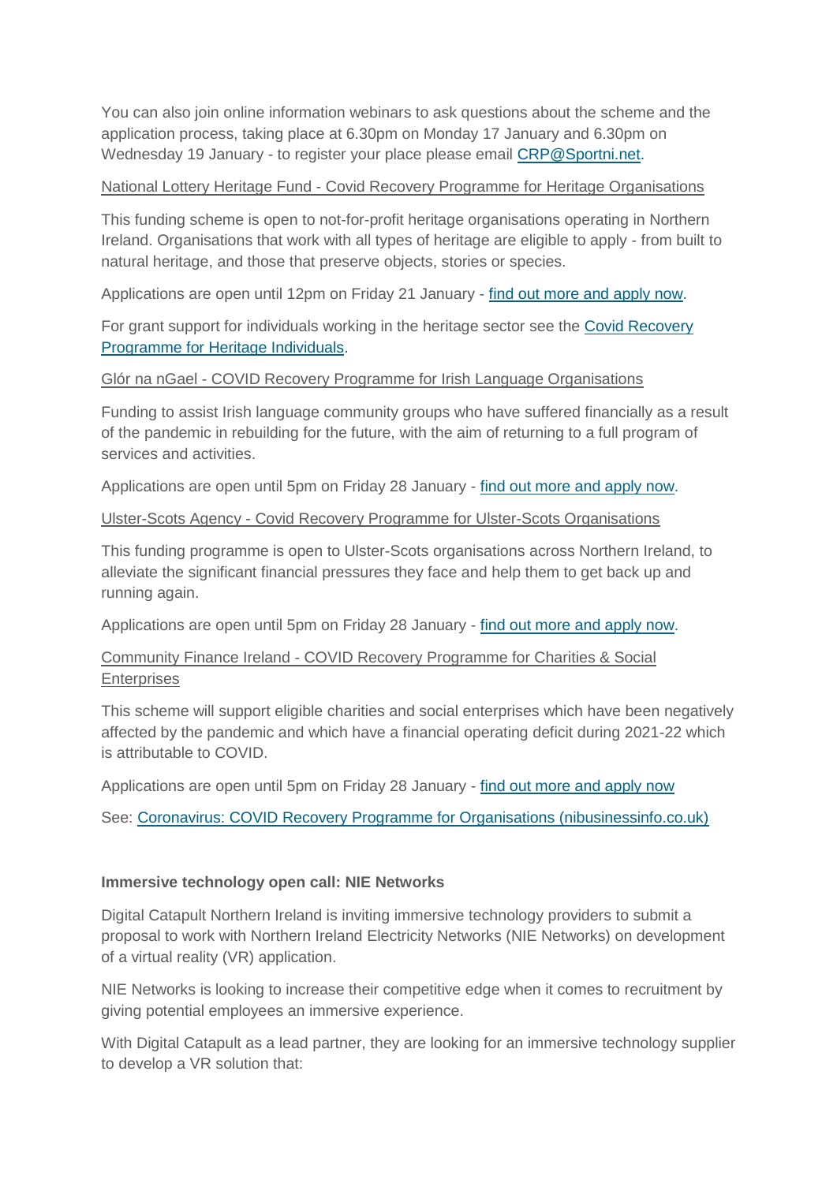You can also join online information webinars to ask questions about the scheme and the application process, taking place at 6.30pm on Monday 17 January and 6.30pm on Wednesday 19 January - to register your place please email CRP@Sportni.net.

National Lottery Heritage Fund - Covid Recovery Programme for Heritage Organisations

This funding scheme is open to not-for-profit heritage organisations operating in Northern Ireland. Organisations that work with all types of heritage are eligible to apply - from built to natural heritage, and those that preserve objects, stories or species.

Applications are open until 12pm on Friday 21 January - find out more and apply now.

For grant support for individuals working in the heritage sector see the Covid Recovery Programme for Heritage Individuals.

Glór na nGael - COVID Recovery Programme for Irish Language Organisations

Funding to assist Irish language community groups who have suffered financially as a result of the pandemic in rebuilding for the future, with the aim of returning to a full program of services and activities.

Applications are open until 5pm on Friday 28 January - find out more and apply now.

Ulster-Scots Agency - Covid Recovery Programme for Ulster-Scots Organisations

This funding programme is open to Ulster-Scots organisations across Northern Ireland, to alleviate the significant financial pressures they face and help them to get back up and running again.

Applications are open until 5pm on Friday 28 January - find out more and apply now.

Community Finance Ireland - COVID Recovery Programme for Charities & Social Enterprises

This scheme will support eligible charities and social enterprises which have been negatively affected by the pandemic and which have a financial operating deficit during 2021-22 which is attributable to COVID.

Applications are open until 5pm on Friday 28 January - find out more and apply now

See: Coronavirus: COVID Recovery Programme for Organisations (nibusinessinfo.co.uk)

**Immersive technology open call: NIE Networks**

Digital Catapult Northern Ireland is inviting immersive technology providers to submit a proposal to work with Northern Ireland Electricity Networks (NIE Networks) on development of a virtual reality (VR) application.

NIE Networks is looking to increase their competitive edge when it comes to recruitment by giving potential employees an immersive experience.

With Digital Catapult as a lead partner, they are looking for an immersive technology supplier to develop a VR solution that: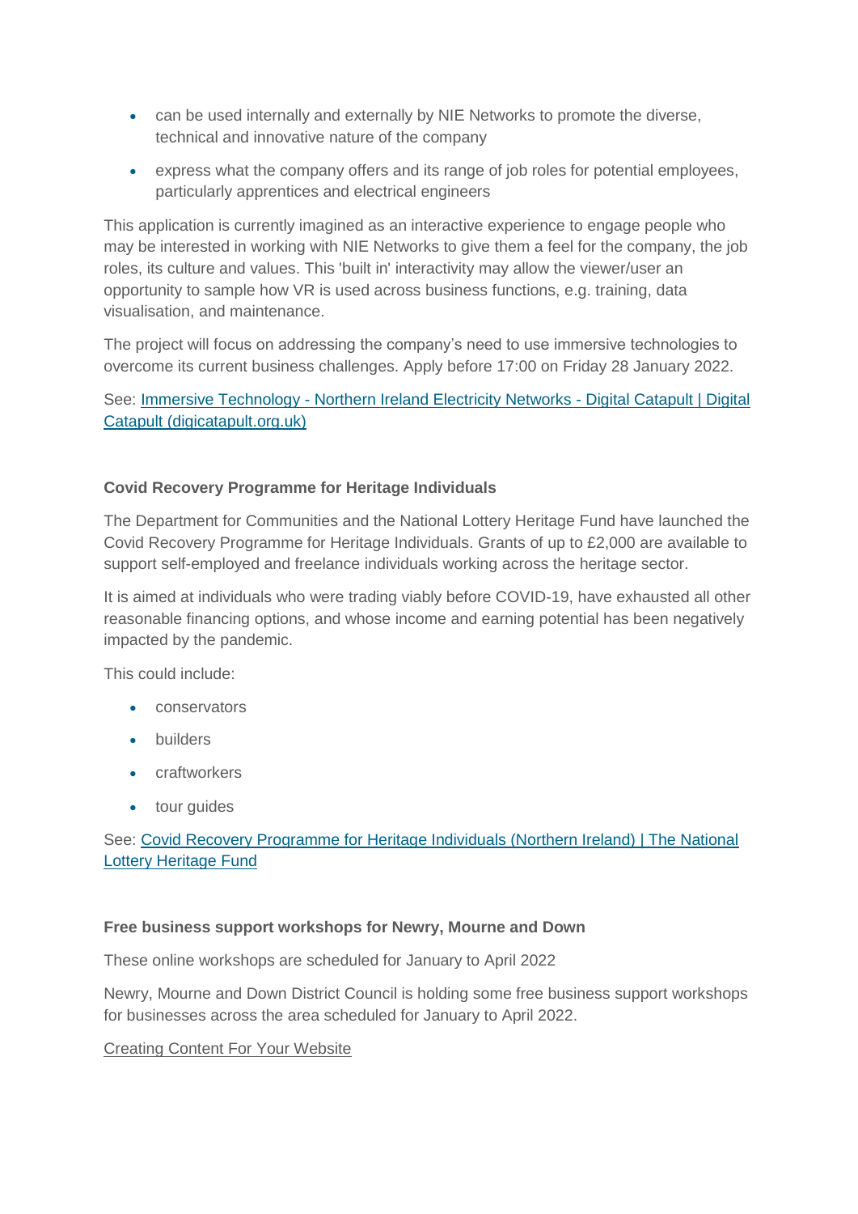- can be used internally and externally by NIE Networks to promote the diverse, technical and innovative nature of the company
- express what the company offers and its range of job roles for potential employees, particularly apprentices and electrical engineers

This application is currently imagined as an interactive experience to engage people who may be interested in working with NIE Networks to give them a feel for the company, the job roles, its culture and values. This 'built in' interactivity may allow the viewer/user an opportunity to sample how VR is used across business functions, e.g. training, data visualisation, and maintenance.

The project will focus on addressing the company's need to use immersive technologies to overcome its current business challenges. Apply before 17:00 on Friday 28 January 2022.

See: [Immersive Technology - Northern Ireland Electricity Networks - Digital Catapult | Digital Catapult (digicatapult.org.uk)]()

**Covid Recovery Programme for Heritage Individuals**

The Department for Communities and the National Lottery Heritage Fund have launched the Covid Recovery Programme for Heritage Individuals. Grants of up to £2,000 are available to support self-employed and freelance individuals working across the heritage sector.

It is aimed at individuals who were trading viably before COVID-19, have exhausted all other reasonable financing options, and whose income and earning potential has been negatively impacted by the pandemic.

This could include:

- conservators
- builders
- craftworkers
- tour guides

See: [Covid Recovery Programme for Heritage Individuals (Northern Ireland) | The National Lottery Heritage Fund]()

**Free business support workshops for Newry, Mourne and Down**

These online workshops are scheduled for January to April 2022

Newry, Mourne and Down District Council is holding some free business support workshops for businesses across the area scheduled for January to April 2022.

[Creating Content For Your Website]()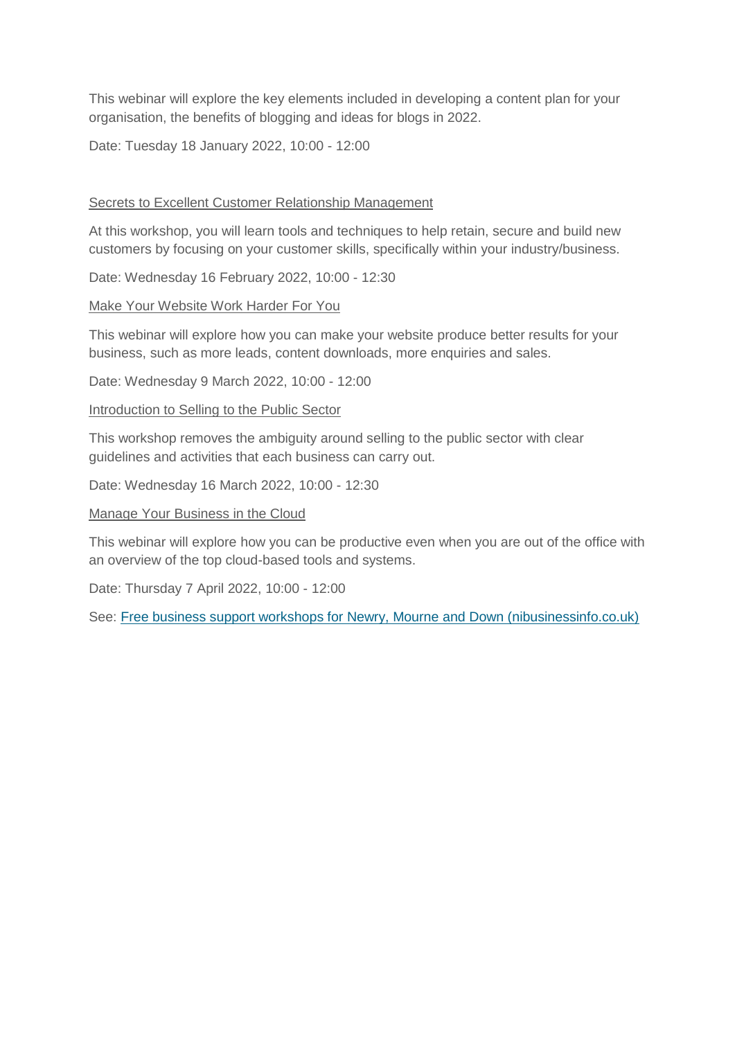This webinar will explore the key elements included in developing a content plan for your organisation, the benefits of blogging and ideas for blogs in 2022.

Date: Tuesday 18 January 2022, 10:00 - 12:00

Secrets to Excellent Customer Relationship Management

At this workshop, you will learn tools and techniques to help retain, secure and build new customers by focusing on your customer skills, specifically within your industry/business.

Date: Wednesday 16 February 2022, 10:00 - 12:30

Make Your Website Work Harder For You

This webinar will explore how you can make your website produce better results for your business, such as more leads, content downloads, more enquiries and sales.

Date: Wednesday 9 March 2022, 10:00 - 12:00

Introduction to Selling to the Public Sector

This workshop removes the ambiguity around selling to the public sector with clear guidelines and activities that each business can carry out.

Date: Wednesday 16 March 2022, 10:00 - 12:30

Manage Your Business in the Cloud

This webinar will explore how you can be productive even when you are out of the office with an overview of the top cloud-based tools and systems.

Date: Thursday 7 April 2022, 10:00 - 12:00

See: Free business support workshops for Newry, Mourne and Down (nibusinessinfo.co.uk)